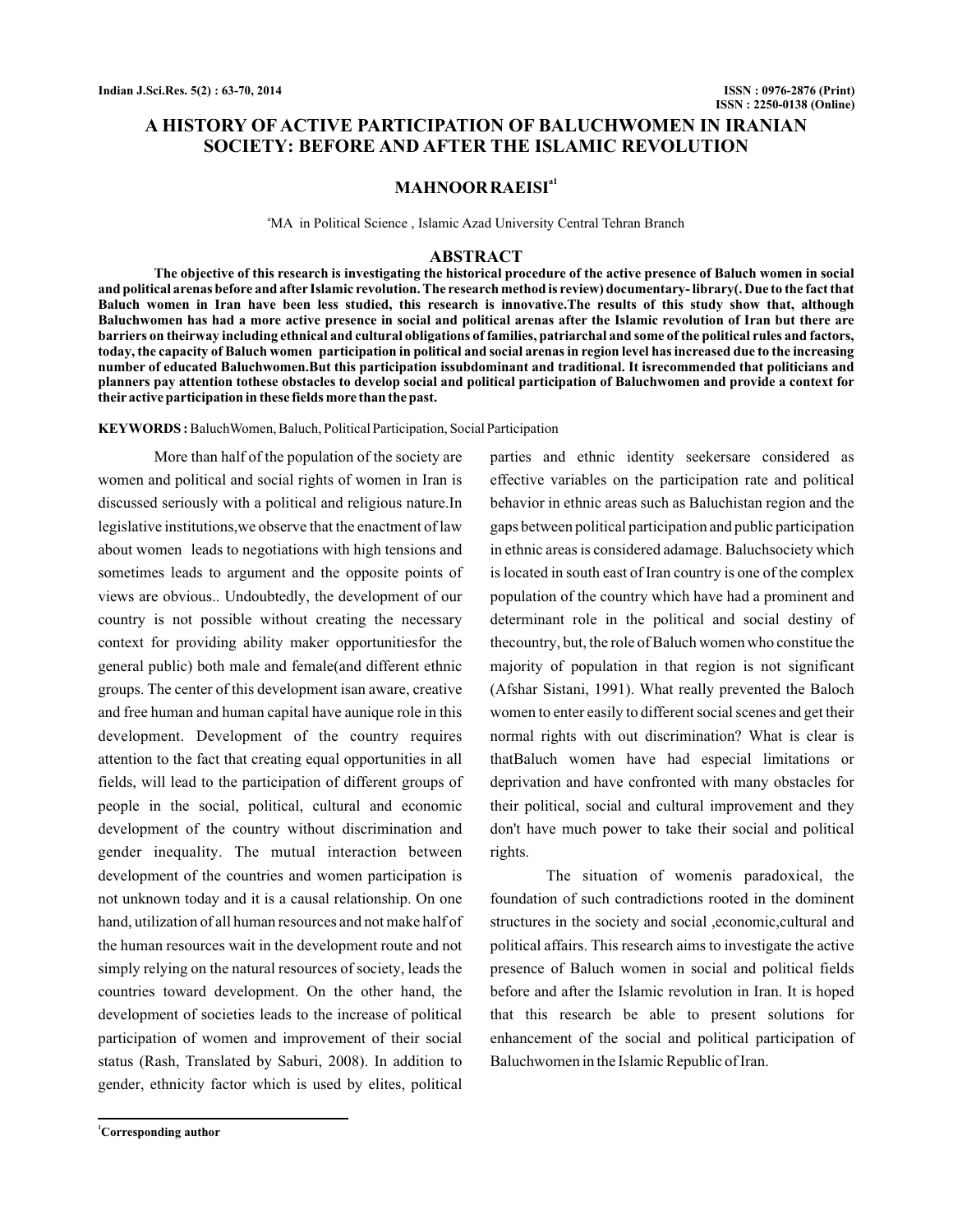# A HISTORY OF ACTIVE PARTICIPATION OF BALUCHWOMEN IN IRANIAN SOCIETY: BEFORE AND AFTER THE ISLAMIC REVOLUTION

**MAHNOOR RAEISI**[a1]

[a]MA in Political Science , Islamic Azad University Central Tehran Branch

## ABSTRACT

**The objective of this research is investigating the historical procedure of the active presence of Baluch women in social and political arenas before and after Islamic revolution. The research method is review) documentary- library(. Due to the fact that Baluch women in Iran have been less studied, this research is innovative.The results of this study show that, although Baluchwomen has had a more active presence in social and political arenas after the Islamic revolution of Iran but there are barriers on theirway including ethnical and cultural obligations of families, patriarchal and some of the political rules and factors, today, the capacity of Baluch women participation in political and social arenas in region level has increased due to the increasing number of educated Baluchwomen.But this participation issubdominant and traditional. It isrecommended that politicians and planners pay attention tothese obstacles to develop social and political participation of Baluchwomen and provide a context for their active participation in these fields more than the past.**

**KEYWORDS :** BaluchWomen, Baluch, Political Participation, Social Participation

More than half of the population of the society are women and political and social rights of women in Iran is discussed seriously with a political and religious nature.In legislative institutions,we observe that the enactment of law about women leads to negotiations with high tensions and sometimes leads to argument and the opposite points of views are obvious.. Undoubtedly, the development of our country is not possible without creating the necessary context for providing ability maker opportunitiesfor the general public) both male and female(and different ethnic groups. The center of this development isan aware, creative and free human and human capital have aunique role in this development. Development of the country requires attention to the fact that creating equal opportunities in all fields, will lead to the participation of different groups of people in the social, political, cultural and economic development of the country without discrimination and gender inequality. The mutual interaction between development of the countries and women participation is not unknown today and it is a causal relationship. On one hand, utilization of all human resources and not make half of the human resources wait in the development route and not simply relying on the natural resources of society, leads the countries toward development. On the other hand, the development of societies leads to the increase of political participation of women and improvement of their social status (Rash, Translated by Saburi, 2008). In addition to gender, ethnicity factor which is used by elites, political parties and ethnic identity seekersare considered as effective variables on the participation rate and political behavior in ethnic areas such as Baluchistan region and the gaps between political participation and public participation in ethnic areas is considered adamage. Baluchsociety which is located in south east of Iran country is one of the complex population of the country which have had a prominent and determinant role in the political and social destiny of thecountry, but, the role of Baluch women who constitue the majority of population in that region is not significant (Afshar Sistani, 1991). What really prevented the Baloch women to enter easily to different social scenes and get their normal rights with out discrimination? What is clear is thatBaluch women have had especial limitations or deprivation and have confronted with many obstacles for their political, social and cultural improvement and they don't have much power to take their social and political rights.

The situation of womenis paradoxical, the foundation of such contradictions rooted in the doninent structures in the society and social ,economic,cultural and political affairs. This research aims to investigate the active presence of Baluch women in social and political fields before and after the Islamic revolution in Iran. It is hoped that this research be able to present solutions for enhancement of the social and political participation of Baluchwomen in the Islamic Republic of Iran.

[1]Corresponding author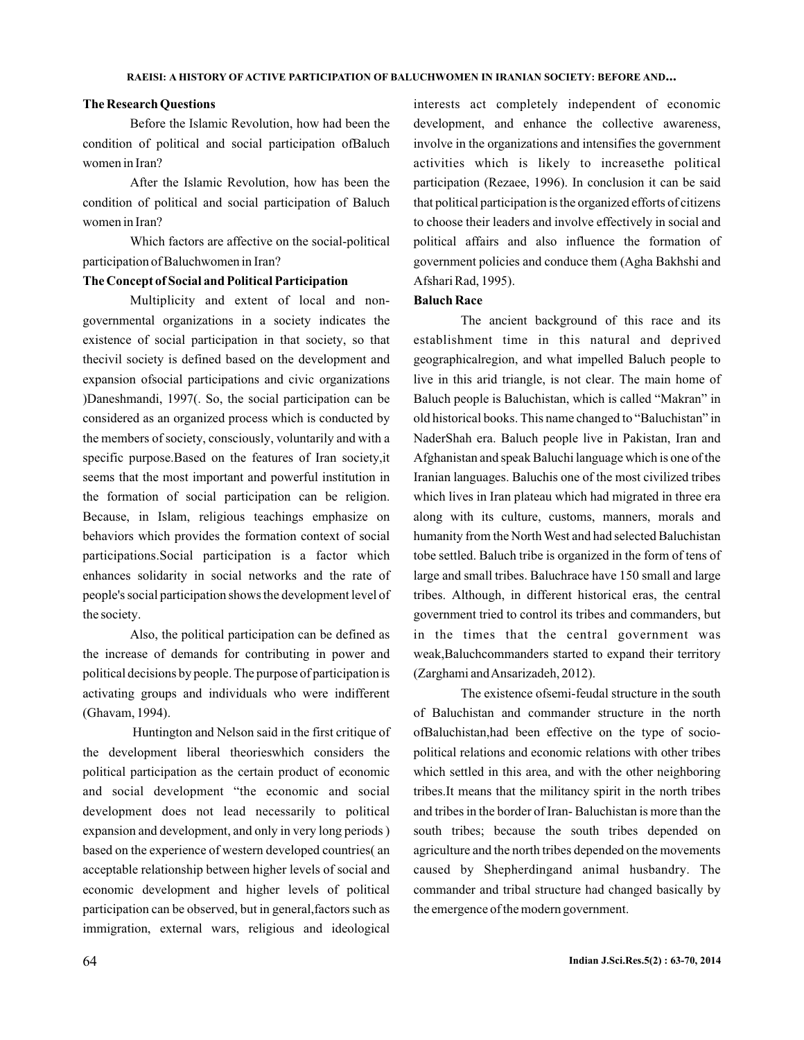### The Research Questions

Before the Islamic Revolution, how had been the condition of political and social participation ofBaluch women in Iran?

After the Islamic Revolution, how has been the condition of political and social participation of Baluch women in Iran?

Which factors are affective on the social-political participation of Baluchwomen in Iran?

### The Concept of Social and Political Participation

Multiplicity and extent of local and non-governmental organizations in a society indicates the existence of social participation in that society, so that thecivil society is defined based on the development and expansion ofsocial participations and civic organizations )Daneshmandi, 1997(. So, the social participation can be considered as an organized process which is conducted by the members of society, consciously, voluntarily and with a specific purpose.Based on the features of Iran society,it seems that the most important and powerful institution in the formation of social participation can be religion. Because, in Islam, religious teachings emphasize on behaviors which provides the formation context of social participations.Social participation is a factor which enhances solidarity in social networks and the rate of people's social participation shows the development level of the society.

Also, the political participation can be defined as the increase of demands for contributing in power and political decisions by people. The purpose of participation is activating groups and individuals who were indifferent (Ghavam, 1994).

Huntington and Nelson said in the first critique of the development liberal theorieswhich considers the political participation as the certain product of economic and social development "the economic and social development does not lead necessarily to political expansion and development, and only in very long periods ) based on the experience of western developed countries( an acceptable relationship between higher levels of social and economic development and higher levels of political participation can be observed, but in general,factors such as immigration, external wars, religious and ideological interests act completely independent of economic development, and enhance the collective awareness, involve in the organizations and intensifies the government activities which is likely to increasethe political participation (Rezaee, 1996). In conclusion it can be said that political participation is the organized efforts of citizens to choose their leaders and involve effectively in social and political affairs and also influence the formation of government policies and conduce them (Agha Bakhshi and Afshari Rad, 1995).

### Baluch Race

The ancient background of this race and its establishment time in this natural and deprived geographicalregion, and what impelled Baluch people to live in this arid triangle, is not clear. The main home of Baluch people is Baluchistan, which is called "Makran" in old historical books. This name changed to "Baluchistan" in NaderShah era. Baluch people live in Pakistan, Iran and Afghanistan and speak Baluchi language which is one of the Iranian languages. Baluchis one of the most civilized tribes which lives in Iran plateau which had migrated in three era along with its culture, customs, manners, morals and humanity from the North West and had selected Baluchistan tobe settled. Baluch tribe is organized in the form of tens of large and small tribes. Baluchrace have 150 small and large tribes. Although, in different historical eras, the central government tried to control its tribes and commanders, but in the times that the central government was weak,Baluchcommanders started to expand their territory (Zarghami and Ansarizadeh, 2012).

The existence ofsemi-feudal structure in the south of Baluchistan and commander structure in the north ofBaluchistan,had been effective on the type of socio-political relations and economic relations with other tribes which settled in this area, and with the other neighboring tribes.It means that the militancy spirit in the north tribes and tribes in the border of Iran- Baluchistan is more than the south tribes; because the south tribes depended on agriculture and the north tribes depended on the movements caused by Shepherdingand animal husbandry. The commander and tribal structure had changed basically by the emergence of the modern government.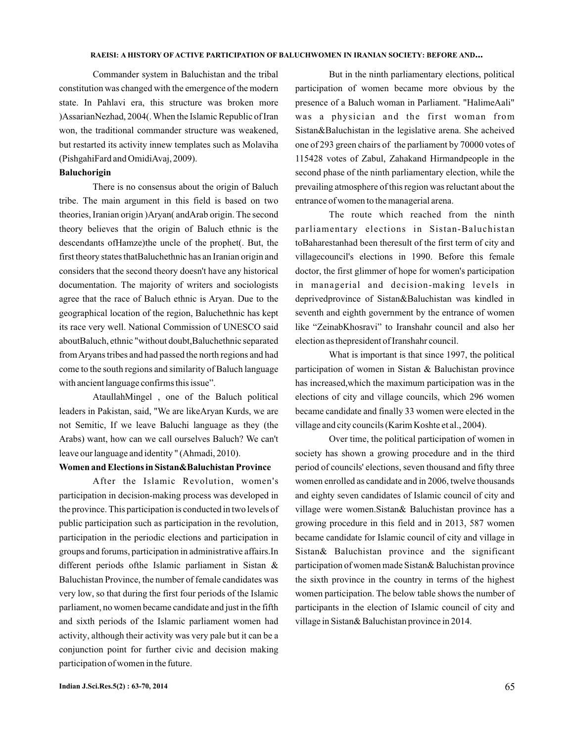Commander system in Baluchistan and the tribal constitution was changed with the emergence of the modern state. In Pahlavi era, this structure was broken more )AssarianNezhad, 2004(. When the Islamic Republic of Iran won, the traditional commander structure was weakened, but restarted its activity innew templates such as Molaviha (PishgahiFard and OmidiAvaj, 2009).

**Baluchorigin**

There is no consensus about the origin of Baluch tribe. The main argument in this field is based on two theories, Iranian origin )Aryan( andArab origin. The second theory believes that the origin of Baluch ethnic is the descendants ofHamze)the uncle of the prophet(. But, the first theory states thatBaluchethnic has an Iranian origin and considers that the second theory doesn't have any historical documentation. The majority of writers and sociologists agree that the race of Baluch ethnic is Aryan. Due to the geographical location of the region, Baluchethnic has kept its race very well. National Commission of UNESCO said aboutBaluch, ethnic "without doubt,Baluchethnic separated from Aryans tribes and had passed the north regions and had come to the south regions and similarity of Baluch language with ancient language confirms this issue".

AtaullahMingel , one of the Baluch political leaders in Pakistan, said, "We are likeAryan Kurds, we are not Semitic, If we leave Baluchi language as they (the Arabs) want, how can we call ourselves Baluch? We can't leave our language and identity " (Ahmadi, 2010).

**Women and Elections in Sistan&Baluchistan Province**

After the Islamic Revolution, women's participation in decision-making process was developed in the province. This participation is conducted in two levels of public participation such as participation in the revolution, participation in the periodic elections and participation in groups and forums, participation in administrative affairs.In different periods ofthe Islamic parliament in Sistan & Baluchistan Province, the number of female candidates was very low, so that during the first four periods of the Islamic parliament, no women became candidate and just in the fifth and sixth periods of the Islamic parliament women had activity, although their activity was very pale but it can be a conjunction point for further civic and decision making participation of women in the future.

But in the ninth parliamentary elections, political participation of women became more obvious by the presence of a Baluch woman in Parliament. "HalimeAali" was a physician and the first woman from Sistan&Baluchistan in the legislative arena. She acheived one of 293 green chairs of the parliament by 70000 votes of 115428 votes of Zabul, Zahakand Hirmandpeople in the second phase of the ninth parliamentary election, while the prevailing atmosphere of this region was reluctant about the entrance of women to the managerial arena.

The route which reached from the ninth parliamentary elections in Sistan-Baluchistan toBaharestanhad been theresult of the first term of city and villagecouncil's elections in 1990. Before this female doctor, the first glimmer of hope for women's participation in managerial and decision-making levels in deprivedprovince of Sistan&Baluchistan was kindled in seventh and eighth government by the entrance of women like "ZeinabKhosravi" to Iranshahr council and also her election as thepresident of Iranshahr council.

What is important is that since 1997, the political participation of women in Sistan & Baluchistan province has increased,which the maximum participation was in the elections of city and village councils, which 296 women became candidate and finally 33 women were elected in the village and city councils (Karim Koshte et al., 2004).

Over time, the political participation of women in society has shown a growing procedure and in the third period of councils' elections, seven thousand and fifty three women enrolled as candidate and in 2006, twelve thousands and eighty seven candidates of Islamic council of city and village were women.Sistan& Baluchistan province has a growing procedure in this field and in 2013, 587 women became candidate for Islamic council of city and village in Sistan& Baluchistan province and the significant participation of women made Sistan& Baluchistan province the sixth province in the country in terms of the highest women participation. The below table shows the number of participants in the election of Islamic council of city and village in Sistan& Baluchistan province in 2014.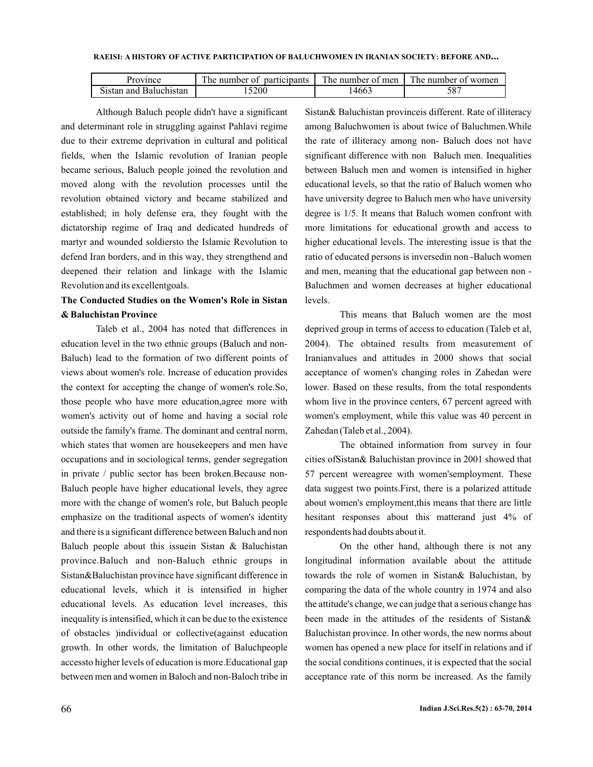| Province | The number of participants | The number of men | The number of women |
|---|---|---|---|
| Sistan and Baluchistan | 15200 | 14663 | 587 |

Although Baluch people didn't have a significant and determinant role in struggling against Pahlavi regime due to their extreme deprivation in cultural and political fields, when the Islamic revolution of Iranian people became serious, Baluch people joined the revolution and moved along with the revolution processes until the revolution obtained victory and became stabilized and established; in holy defense era, they fought with the dictatorship regime of Iraq and dedicated hundreds of martyr and wounded soldiersto the Islamic Revolution to defend Iran borders, and in this way, they strengthend and deepened their relation and linkage with the Islamic Revolution and its excellentgoals.

**The Conducted Studies on the Women's Role in Sistan & Baluchistan Province**

Taleb et al., 2004 has noted that differences in education level in the two ethnic groups (Baluch and non-Baluch) lead to the formation of two different points of views about women's role. Increase of education provides the context for accepting the change of women's role.So, those people who have more education,agree more with women's activity out of home and having a social role outside the family's frame. The dominant and central norm, which states that women are housekeepers and men have occupations and in sociological terms, gender segregation in private / public sector has been broken.Because non-Baluch people have higher educational levels, they agree more with the change of women's role, but Baluch people emphasize on the traditional aspects of women's identity and there is a significant difference between Baluch and non Baluch people about this issuein Sistan & Baluchistan province.Baluch and non-Baluch ethnic groups in Sistan&Baluchistan province have significant difference in educational levels, which it is intensified in higher educational levels. As education level increases, this inequality is intensified, which it can be due to the existence of obstacles )individual or collective(against education growth. In other words, the limitation of Baluchpeople accessto higher levels of education is more.Educational gap between men and women in Baloch and non-Baloch tribe in Sistan& Baluchistan provinceis different. Rate of illiteracy among Baluchwomen is about twice of Baluchmen.While the rate of illiteracy among non- Baluch does not have significant difference with non Baluch men. Inequalities between Baluch men and women is intensified in higher educational levels, so that the ratio of Baluch women who have university degree to Baluch men who have university degree is 1/5. It means that Baluch women confront with more limitations for educational growth and access to higher educational levels. The interesting issue is that the ratio of educated persons is inversedin non -Baluch women and men, meaning that the educational gap between non - Baluchmen and women decreases at higher educational levels.

This means that Baluch women are the most deprived group in terms of access to education (Taleb et al, 2004). The obtained results from measurement of Iranianvalues and attitudes in 2000 shows that social acceptance of women's changing roles in Zahedan were lower. Based on these results, from the total respondents whom live in the province centers, 67 percent agreed with women's employment, while this value was 40 percent in Zahedan (Taleb et al., 2004).

The obtained information from survey in four cities ofSistan& Baluchistan province in 2001 showed that 57 percent wereagree with women'semployment. These data suggest two points.First, there is a polarized attitude about women's employment,this means that there are little hesitant responses about this matterand just 4% of respondents had doubts about it.

On the other hand, although there is not any longitudinal information available about the attitude towards the role of women in Sistan& Baluchistan, by comparing the data of the whole country in 1974 and also the attitude's change, we can judge that a serious change has been made in the attitudes of the residents of Sistan& Baluchistan province. In other words, the new norms about women has opened a new place for itself in relations and if the social conditions continues, it is expected that the social acceptance rate of this norm be increased. As the family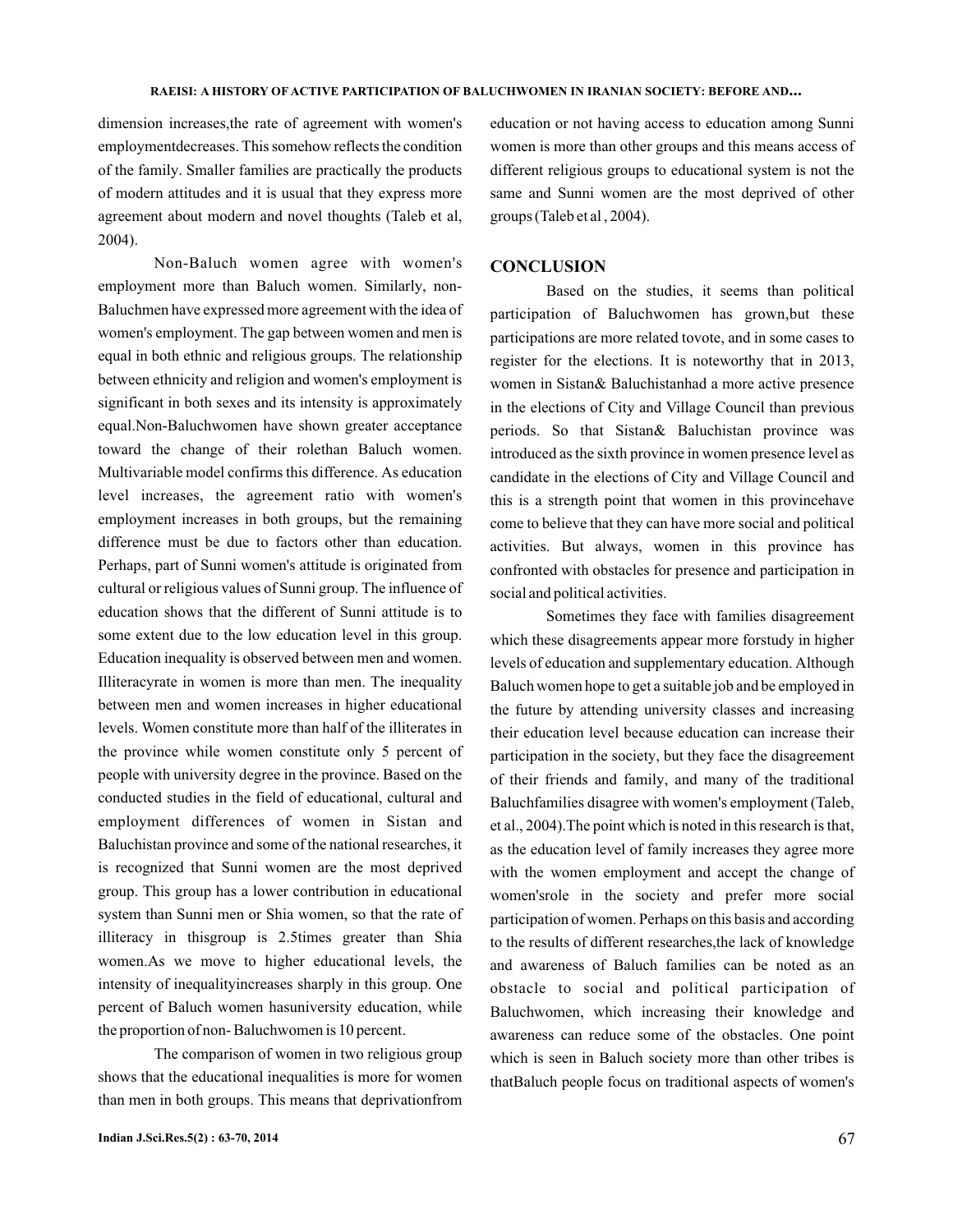dimension increases,the rate of agreement with women's employmentdecreases. This somehow reflects the condition of the family. Smaller families are practically the products of modern attitudes and it is usual that they express more agreement about modern and novel thoughts (Taleb et al, 2004).

Non-Baluch women agree with women's employment more than Baluch women. Similarly, non-Baluchmen have expressed more agreement with the idea of women's employment. The gap between women and men is equal in both ethnic and religious groups. The relationship between ethnicity and religion and women's employment is significant in both sexes and its intensity is approximately equal.Non-Baluchwomen have shown greater acceptance toward the change of their rolethan Baluch women. Multivariable model confirms this difference. As education level increases, the agreement ratio with women's employment increases in both groups, but the remaining difference must be due to factors other than education. Perhaps, part of Sunni women's attitude is originated from cultural or religious values of Sunni group. The influence of education shows that the different of Sunni attitude is to some extent due to the low education level in this group. Education inequality is observed between men and women. Illiteracyrate in women is more than men. The inequality between men and women increases in higher educational levels. Women constitute more than half of the illiterates in the province while women constitute only 5 percent of people with university degree in the province. Based on the conducted studies in the field of educational, cultural and employment differences of women in Sistan and Baluchistan province and some of the national researches, it is recognized that Sunni women are the most deprived group. This group has a lower contribution in educational system than Sunni men or Shia women, so that the rate of illiteracy in thisgroup is 2.5times greater than Shia women.As we move to higher educational levels, the intensity of inequalityincreases sharply in this group. One percent of Baluch women hasuniversity education, while the proportion of non- Baluchwomen is 10 percent.

The comparison of women in two religious group shows that the educational inequalities is more for women than men in both groups. This means that deprivationfrom education or not having access to education among Sunni women is more than other groups and this means access of different religious groups to educational system is not the same and Sunni women are the most deprived of other groups (Taleb et al , 2004).

## CONCLUSION

Based on the studies, it seems than political participation of Baluchwomen has grown,but these participations are more related tovote, and in some cases to register for the elections. It is noteworthy that in 2013, women in Sistan& Baluchistanhad a more active presence in the elections of City and Village Council than previous periods. So that Sistan& Baluchistan province was introduced as the sixth province in women presence level as candidate in the elections of City and Village Council and this is a strength point that women in this provincehave come to believe that they can have more social and political activities. But always, women in this province has confronted with obstacles for presence and participation in social and political activities.

Sometimes they face with families disagreement which these disagreements appear more forstudy in higher levels of education and supplementary education. Although Baluch women hope to get a suitable job and be employed in the future by attending university classes and increasing their education level because education can increase their participation in the society, but they face the disagreement of their friends and family, and many of the traditional Baluchfamilies disagree with women's employment (Taleb, et al., 2004).The point which is noted in this research is that, as the education level of family increases they agree more with the women employment and accept the change of women'srole in the society and prefer more social participation of women. Perhaps on this basis and according to the results of different researches,the lack of knowledge and awareness of Baluch families can be noted as an obstacle to social and political participation of Baluchwomen, which increasing their knowledge and awareness can reduce some of the obstacles. One point which is seen in Baluch society more than other tribes is thatBaluch people focus on traditional aspects of women's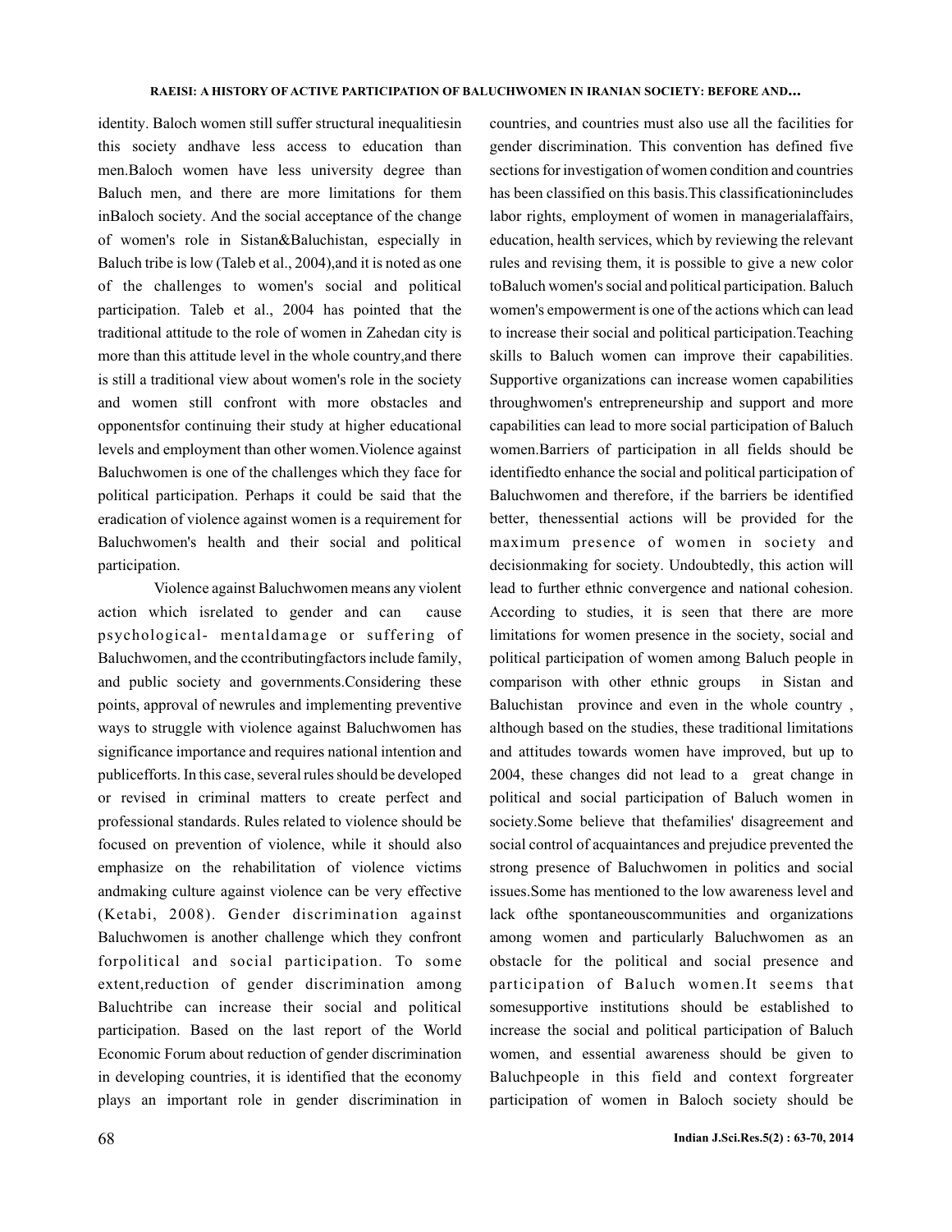identity. Baloch women still suffer structural inequalitiesin this society andhave less access to education than men.Baloch women have less university degree than Baluch men, and there are more limitations for them inBaloch society. And the social acceptance of the change of women's role in Sistan&Baluchistan, especially in Baluch tribe is low (Taleb et al., 2004),and it is noted as one of the challenges to women's social and political participation. Taleb et al., 2004 has pointed that the traditional attitude to the role of women in Zahedan city is more than this attitude level in the whole country,and there is still a traditional view about women's role in the society and women still confront with more obstacles and opponentsfor continuing their study at higher educational levels and employment than other women.Violence against Baluchwomen is one of the challenges which they face for political participation. Perhaps it could be said that the eradication of violence against women is a requirement for Baluchwomen's health and their social and political participation.

Violence against Baluchwomen means any violent action which isrelated to gender and can cause psychological- mentaldamage or suffering of Baluchwomen, and the ccontributingfactors include family, and public society and governments.Considering these points, approval of newrules and implementing preventive ways to struggle with violence against Baluchwomen has significance importance and requires national intention and publicefforts. In this case, several rules should be developed or revised in criminal matters to create perfect and professional standards. Rules related to violence should be focused on prevention of violence, while it should also emphasize on the rehabilitation of violence victims andmaking culture against violence can be very effective (Ketabi, 2008). Gender discrimination against Baluchwomen is another challenge which they confront forpolitical and social participation. To some extent,reduction of gender discrimination among Baluchtribe can increase their social and political participation. Based on the last report of the World Economic Forum about reduction of gender discrimination in developing countries, it is identified that the economy plays an important role in gender discrimination in countries, and countries must also use all the facilities for gender discrimination. This convention has defined five sections for investigation of women condition and countries has been classified on this basis.This classificationincludes labor rights, employment of women in managerialaffairs, education, health services, which by reviewing the relevant rules and revising them, it is possible to give a new color toBaluch women's social and political participation. Baluch women's empowerment is one of the actions which can lead to increase their social and political participation.Teaching skills to Baluch women can improve their capabilities. Supportive organizations can increase women capabilities throughwomen's entrepreneurship and support and more capabilities can lead to more social participation of Baluch women.Barriers of participation in all fields should be identifiedto enhance the social and political participation of Baluchwomen and therefore, if the barriers be identified better, thenessential actions will be provided for the maximum presence of women in society and decisionmaking for society. Undoubtedly, this action will lead to further ethnic convergence and national cohesion. According to studies, it is seen that there are more limitations for women presence in the society, social and political participation of women among Baluch people in comparison with other ethnic groups in Sistan and Baluchistan province and even in the whole country , although based on the studies, these traditional limitations and attitudes towards women have improved, but up to 2004, these changes did not lead to a great change in political and social participation of Baluch women in society.Some believe that thefamilies' disagreement and social control of acquaintances and prejudice prevented the strong presence of Baluchwomen in politics and social issues.Some has mentioned to the low awareness level and lack ofthe spontaneouscommunities and organizations among women and particularly Baluchwomen as an obstacle for the political and social presence and participation of Baluch women.It seems that somesupportive institutions should be established to increase the social and political participation of Baluch women, and essential awareness should be given to Baluchpeople in this field and context forgreater participation of women in Baloch society should be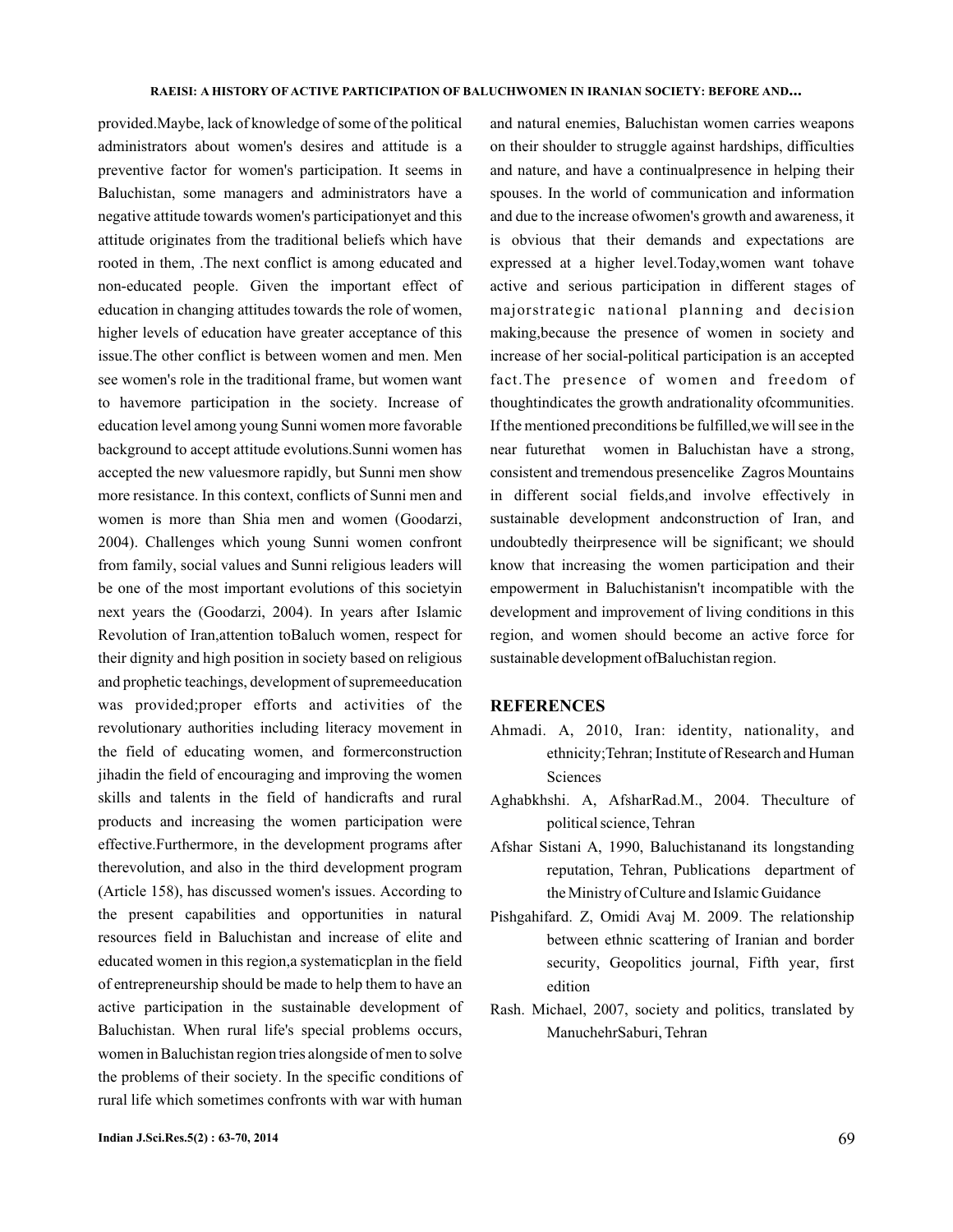provided.Maybe, lack of knowledge of some of the political administrators about women's desires and attitude is a preventive factor for women's participation. It seems in Baluchistan, some managers and administrators have a negative attitude towards women's participationyet and this attitude originates from the traditional beliefs which have rooted in them, .The next conflict is among educated and non-educated people. Given the important effect of education in changing attitudes towards the role of women, higher levels of education have greater acceptance of this issue.The other conflict is between women and men. Men see women's role in the traditional frame, but women want to havemore participation in the society. Increase of education level among young Sunni women more favorable background to accept attitude evolutions.Sunni women has accepted the new valuesmore rapidly, but Sunni men show more resistance. In this context, conflicts of Sunni men and women is more than Shia men and women (Goodarzi, 2004). Challenges which young Sunni women confront from family, social values and Sunni religious leaders will be one of the most important evolutions of this societyin next years the (Goodarzi, 2004). In years after Islamic Revolution of Iran,attention toBaluch women, respect for their dignity and high position in society based on religious and prophetic teachings, development of supremeeducation was provided;proper efforts and activities of the revolutionary authorities including literacy movement in the field of educating women, and formerconstruction jihadin the field of encouraging and improving the women skills and talents in the field of handicrafts and rural products and increasing the women participation were effective.Furthermore, in the development programs after therevolution, and also in the third development program (Article 158), has discussed women's issues. According to the present capabilities and opportunities in natural resources field in Baluchistan and increase of elite and educated women in this region,a systematicplan in the field of entrepreneurship should be made to help them to have an active participation in the sustainable development of Baluchistan. When rural life's special problems occurs, women in Baluchistan region tries alongside of men to solve the problems of their society. In the specific conditions of rural life which sometimes confronts with war with human and natural enemies, Baluchistan women carries weapons on their shoulder to struggle against hardships, difficulties and nature, and have a continualpresence in helping their spouses. In the world of communication and information and due to the increase ofwomen's growth and awareness, it is obvious that their demands and expectations are expressed at a higher level.Today,women want tohave active and serious participation in different stages of majorstrategic national planning and decision making,because the presence of women in society and increase of her social-political participation is an accepted fact.The presence of women and freedom of thoughtindicates the growth andrationality ofcommunities. If the mentioned preconditions be fulfilled,we will see in the near futurethat women in Baluchistan have a strong, consistent and tremendous presencelike Zagros Mountains in different social fields,and involve effectively in sustainable development andconstruction of Iran, and undoubtedly theirpresence will be significant; we should know that increasing the women participation and their empowerment in Baluchistanisn't incompatible with the development and improvement of living conditions in this region, and women should become an active force for sustainable development ofBaluchistan region.

## REFERENCES

Ahmadi. A, 2010, Iran: identity, nationality, and ethnicity;Tehran; Institute of Research and Human Sciences

Aghabkhshi. A, AfsharRad.M., 2004. Theculture of political science, Tehran

Afshar Sistani A, 1990, Baluchistanand its longstanding reputation, Tehran, Publications department of the Ministry of Culture and Islamic Guidance

Pishgahifard. Z, Omidi Avaj M. 2009. The relationship between ethnic scattering of Iranian and border security, Geopolitics journal, Fifth year, first edition

Rash. Michael, 2007, society and politics, translated by ManuchehrSaburi, Tehran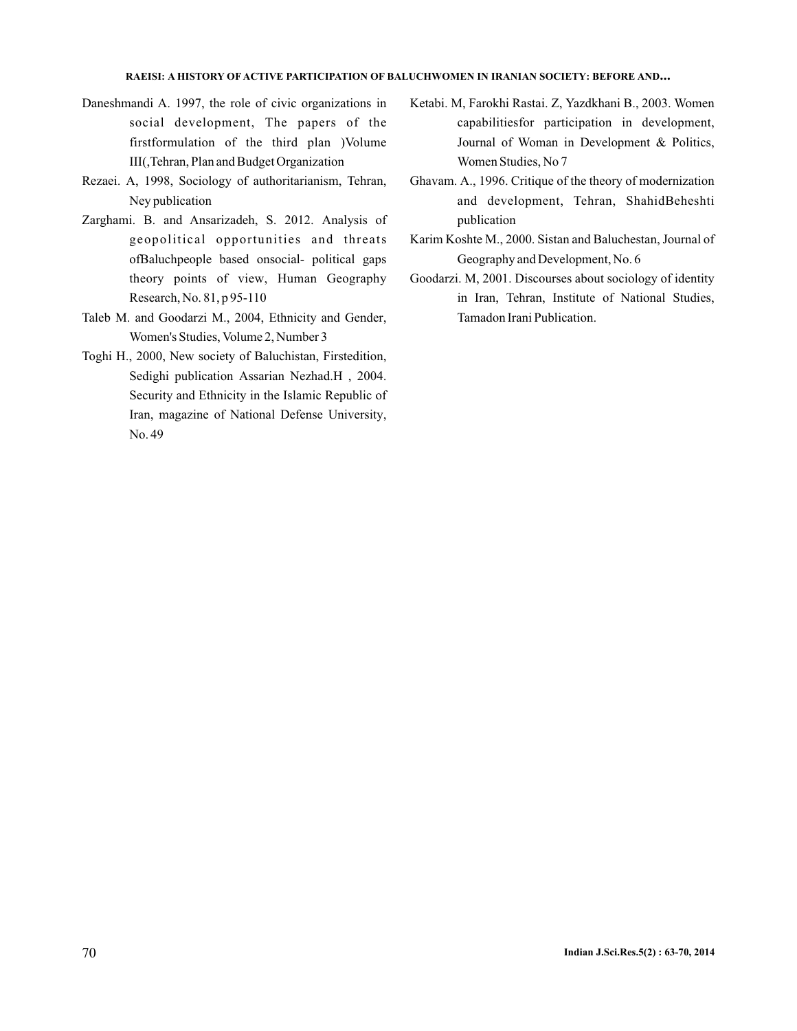Daneshmandi A. 1997, the role of civic organizations in social development, The papers of the firstformulation of the third plan )Volume III(,Tehran, Plan and Budget Organization

Rezaei. A, 1998, Sociology of authoritarianism, Tehran, Ney publication

Zarghami. B. and Ansarizadeh, S. 2012. Analysis of geopolitical opportunities and threats ofBaluchpeople based onsocial- political gaps theory points of view, Human Geography Research, No. 81, p 95-110

Taleb M. and Goodarzi M., 2004, Ethnicity and Gender, Women's Studies, Volume 2, Number 3

Toghi H., 2000, New society of Baluchistan, Firstedition, Sedighi publication Assarian Nezhad.H , 2004. Security and Ethnicity in the Islamic Republic of Iran, magazine of National Defense University, No. 49

Ketabi. M, Farokhi Rastai. Z, Yazdkhani B., 2003. Women capabilitiesfor participation in development, Journal of Woman in Development & Politics, Women Studies, No 7

Ghavam. A., 1996. Critique of the theory of modernization and development, Tehran, ShahidBeheshti publication

Karim Koshte M., 2000. Sistan and Baluchestan, Journal of Geography and Development, No. 6

Goodarzi. M, 2001. Discourses about sociology of identity in Iran, Tehran, Institute of National Studies, Tamadon Irani Publication.